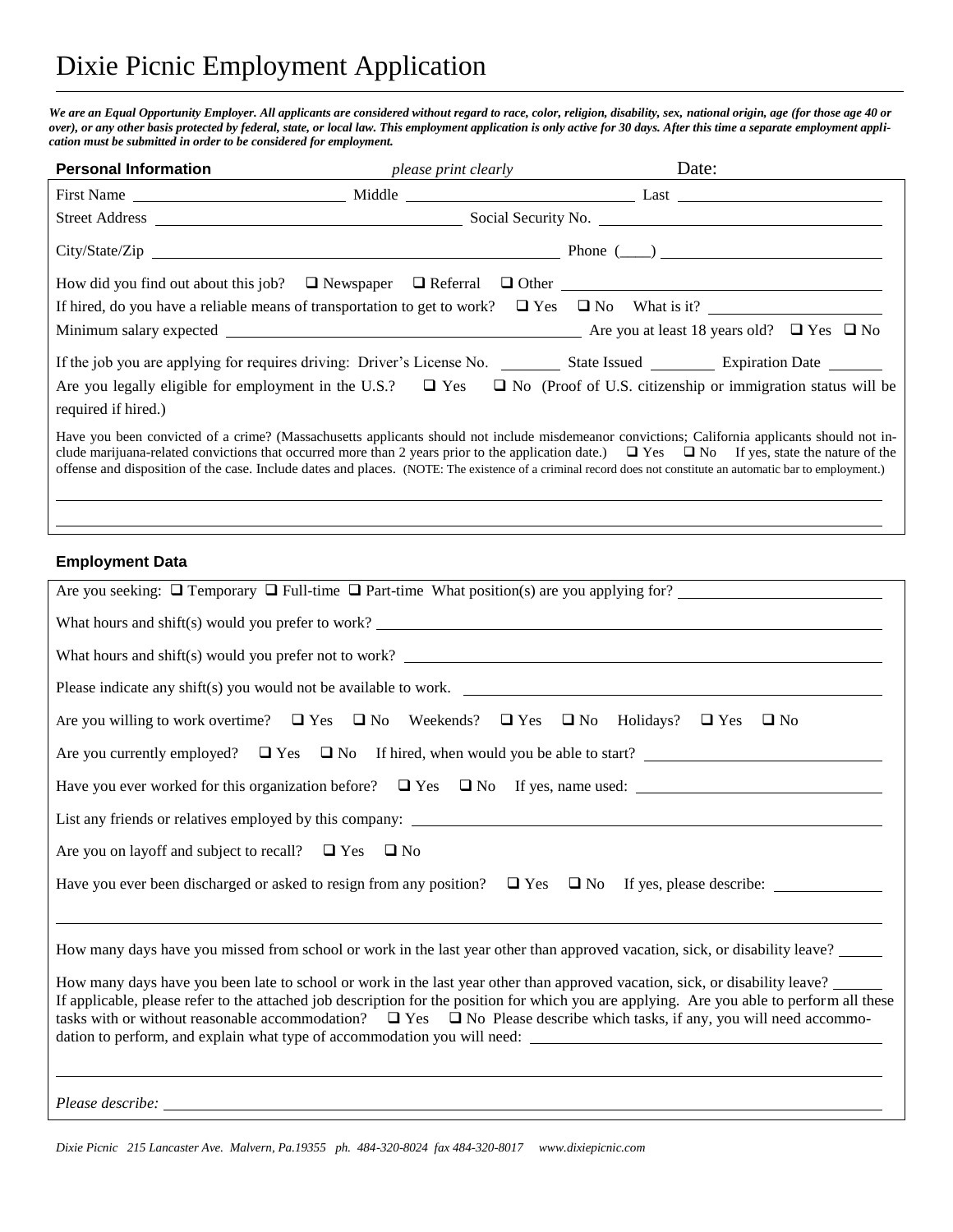# Dixie Picnic Employment Application

***We are an Equal Opportunity Employer. All applicants are considered without regard to race, color, religion, disability, sex, national origin, age (for those age 40 or over), or any other basis protected by federal, state, or local law. This employment application is only active for 30 days. After this time a separate employment application must be submitted in order to be considered for employment.***

## Personal Information

*please print clearly*

Date: ____________

First Name ____________ Middle ____________ Last ____________

Street Address ____________ Social Security No. ____________

City/State/Zip ____________ Phone (____) ____________

How did you find out about this job? ❑ Newspaper ❑ Referral ❑ Other ____________

If hired, do you have a reliable means of transportation to get to work? ❑ Yes ❑ No What is it? ____________

Minimum salary expected ____________ Are you at least 18 years old? ❑ Yes ❑ No

If the job you are applying for requires driving: Driver's License No. ________ State Issued ________ Expiration Date ________

Are you legally eligible for employment in the U.S.? ❑ Yes ❑ No (Proof of U.S. citizenship or immigration status will be required if hired.)

Have you been convicted of a crime? (Massachusetts applicants should not include misdemeanor convictions; California applicants should not include marijuana-related convictions that occurred more than 2 years prior to the application date.) ❑ Yes ❑ No If yes, state the nature of the offense and disposition of the case. Include dates and places. (NOTE: The existence of a criminal record does not constitute an automatic bar to employment.)

____________

____________

## Employment Data

Are you seeking: ❑ Temporary ❑ Full-time ❑ Part-time What position(s) are you applying for? ____________

What hours and shift(s) would you prefer to work? ____________

What hours and shift(s) would you prefer not to work? ____________

Please indicate any shift(s) you would not be available to work. ____________

Are you willing to work overtime? ❑ Yes ❑ No Weekends? ❑ Yes ❑ No Holidays? ❑ Yes ❑ No

Are you currently employed? ❑ Yes ❑ No If hired, when would you be able to start? ____________

Have you ever worked for this organization before? ❑ Yes ❑ No If yes, name used: ____________

List any friends or relatives employed by this company: ____________

Are you on layoff and subject to recall? ❑ Yes ❑ No

Have you ever been discharged or asked to resign from any position? ❑ Yes ❑ No If yes, please describe: ____________

____________

How many days have you missed from school or work in the last year other than approved vacation, sick, or disability leave? ______

How many days have you been late to school or work in the last year other than approved vacation, sick, or disability leave? ______

If applicable, please refer to the attached job description for the position for which you are applying. Are you able to perform all these tasks with or without reasonable accommodation? ❑ Yes ❑ No Please describe which tasks, if any, you will need accommodation to perform, and explain what type of accommodation you will need: ____________

____________

*Please describe:* ____________

*Dixie Picnic 215 Lancaster Ave. Malvern, Pa.19355 ph. 484-320-8024 fax 484-320-8017 www.dixiepicnic.com*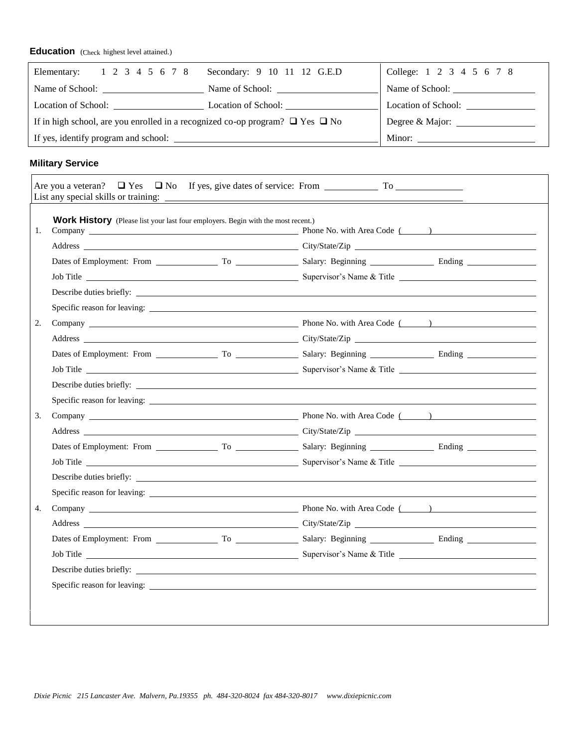## Education (Check highest level attained.)

| Elementary: 1 2 3 4 5 6 7 8 | Secondary: 9 10 11 12 G.E.D | College: 1 2 3 4 5 6 7 8 |
|---|---|---|
| Name of School: ________ | Name of School: ________ | Name of School: ________ |
| Location of School: ________ | Location of School: ________ | Location of School: ________ |
| If in high school, are you enrolled in a recognized co-op program? ❑ Yes ❑ No | | Degree & Major: ________ |
| If yes, identify program and school: ________ | | Minor: ________ |

## Military Service

Are you a veteran? ❑ Yes ❑ No If yes, give dates of service: From ________ To ________

List any special skills or training: ________

## Work History (Please list your last four employers. Begin with the most recent.)

1. Company ________ Phone No. with Area Code ( ) ________
   Address ________ City/State/Zip ________
   Dates of Employment: From ________ To ________ Salary: Beginning ________ Ending ________
   Job Title ________ Supervisor's Name & Title ________
   Describe duties briefly: ________
   Specific reason for leaving: ________

2. Company ________ Phone No. with Area Code ( ) ________
   Address ________ City/State/Zip ________
   Dates of Employment: From ________ To ________ Salary: Beginning ________ Ending ________
   Job Title ________ Supervisor's Name & Title ________
   Describe duties briefly: ________
   Specific reason for leaving: ________

3. Company ________ Phone No. with Area Code ( ) ________
   Address ________ City/State/Zip ________
   Dates of Employment: From ________ To ________ Salary: Beginning ________ Ending ________
   Job Title ________ Supervisor's Name & Title ________
   Describe duties briefly: ________
   Specific reason for leaving: ________

4. Company ________ Phone No. with Area Code ( ) ________
   Address ________ City/State/Zip ________
   Dates of Employment: From ________ To ________ Salary: Beginning ________ Ending ________
   Job Title ________ Supervisor's Name & Title ________
   Describe duties briefly: ________
   Specific reason for leaving: ________

*Dixie Picnic 215 Lancaster Ave. Malvern, Pa.19355 ph. 484-320-8024 fax 484-320-8017 www.dixiepicnic.com*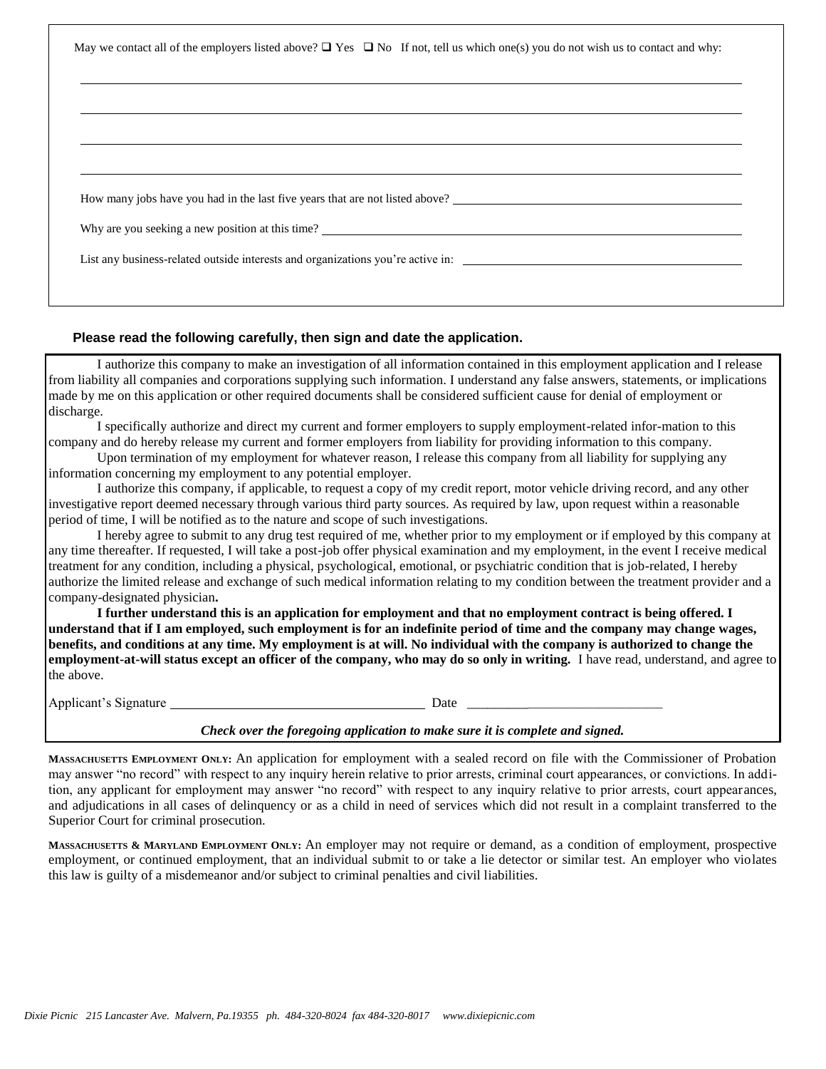May we contact all of the employers listed above? ❑ Yes ❑ No If not, tell us which one(s) you do not wish us to contact and why:

\_\_\_\_\_\_\_\_\_\_\_\_\_\_\_\_\_\_\_\_\_\_\_\_\_\_\_\_\_\_\_\_\_\_\_\_\_\_\_\_\_\_\_\_\_\_\_\_\_\_\_\_\_\_\_\_\_\_\_\_

\_\_\_\_\_\_\_\_\_\_\_\_\_\_\_\_\_\_\_\_\_\_\_\_\_\_\_\_\_\_\_\_\_\_\_\_\_\_\_\_\_\_\_\_\_\_\_\_\_\_\_\_\_\_\_\_\_\_\_\_

\_\_\_\_\_\_\_\_\_\_\_\_\_\_\_\_\_\_\_\_\_\_\_\_\_\_\_\_\_\_\_\_\_\_\_\_\_\_\_\_\_\_\_\_\_\_\_\_\_\_\_\_\_\_\_\_\_\_\_\_

\_\_\_\_\_\_\_\_\_\_\_\_\_\_\_\_\_\_\_\_\_\_\_\_\_\_\_\_\_\_\_\_\_\_\_\_\_\_\_\_\_\_\_\_\_\_\_\_\_\_\_\_\_\_\_\_\_\_\_\_

How many jobs have you had in the last five years that are not listed above? \_\_\_\_\_\_\_\_\_\_\_\_\_\_\_\_\_\_\_\_\_\_\_\_\_\_\_\_

Why are you seeking a new position at this time? \_\_\_\_\_\_\_\_\_\_\_\_\_\_\_\_\_\_\_\_\_\_\_\_\_\_\_\_\_\_\_\_\_\_\_\_\_\_\_\_\_\_\_\_

List any business-related outside interests and organizations you're active in: \_\_\_\_\_\_\_\_\_\_\_\_\_\_\_\_\_\_\_\_\_\_\_\_\_\_\_\_

**Please read the following carefully, then sign and date the application.**

I authorize this company to make an investigation of all information contained in this employment application and I release from liability all companies and corporations supplying such information. I understand any false answers, statements, or implications made by me on this application or other required documents shall be considered sufficient cause for denial of employment or discharge.

I specifically authorize and direct my current and former employers to supply employment-related infor-mation to this company and do hereby release my current and former employers from liability for providing information to this company.

Upon termination of my employment for whatever reason, I release this company from all liability for supplying any information concerning my employment to any potential employer.

I authorize this company, if applicable, to request a copy of my credit report, motor vehicle driving record, and any other investigative report deemed necessary through various third party sources. As required by law, upon request within a reasonable period of time, I will be notified as to the nature and scope of such investigations.

I hereby agree to submit to any drug test required of me, whether prior to my employment or if employed by this company at any time thereafter. If requested, I will take a post-job offer physical examination and my employment, in the event I receive medical treatment for any condition, including a physical, psychological, emotional, or psychiatric condition that is job-related, I hereby authorize the limited release and exchange of such medical information relating to my condition between the treatment provider and a company-designated physician**.**

**I further understand this is an application for employment and that no employment contract is being offered. I understand that if I am employed, such employment is for an indefinite period of time and the company may change wages, benefits, and conditions at any time. My employment is at will. No individual with the company is authorized to change the employment-at-will status except an officer of the company, who may do so only in writing.** I have read, understand, and agree to the above.

Applicant's Signature \_\_\_\_\_\_\_\_\_\_\_\_\_\_\_\_\_\_\_\_\_\_\_\_\_\_\_\_\_\_\_\_ Date \_\_\_\_\_\_\_\_\_\_\_\_\_\_\_\_\_\_\_\_\_\_\_\_

***Check over the foregoing application to make sure it is complete and signed.***

**MASSACHUSETTS EMPLOYMENT ONLY:** An application for employment with a sealed record on file with the Commissioner of Probation may answer "no record" with respect to any inquiry herein relative to prior arrests, criminal court appearances, or convictions. In addition, any applicant for employment may answer "no record" with respect to any inquiry relative to prior arrests, court appearances, and adjudications in all cases of delinquency or as a child in need of services which did not result in a complaint transferred to the Superior Court for criminal prosecution.

**MASSACHUSETTS & MARYLAND EMPLOYMENT ONLY:** An employer may not require or demand, as a condition of employment, prospective employment, or continued employment, that an individual submit to or take a lie detector or similar test. An employer who violates this law is guilty of a misdemeanor and/or subject to criminal penalties and civil liabilities.